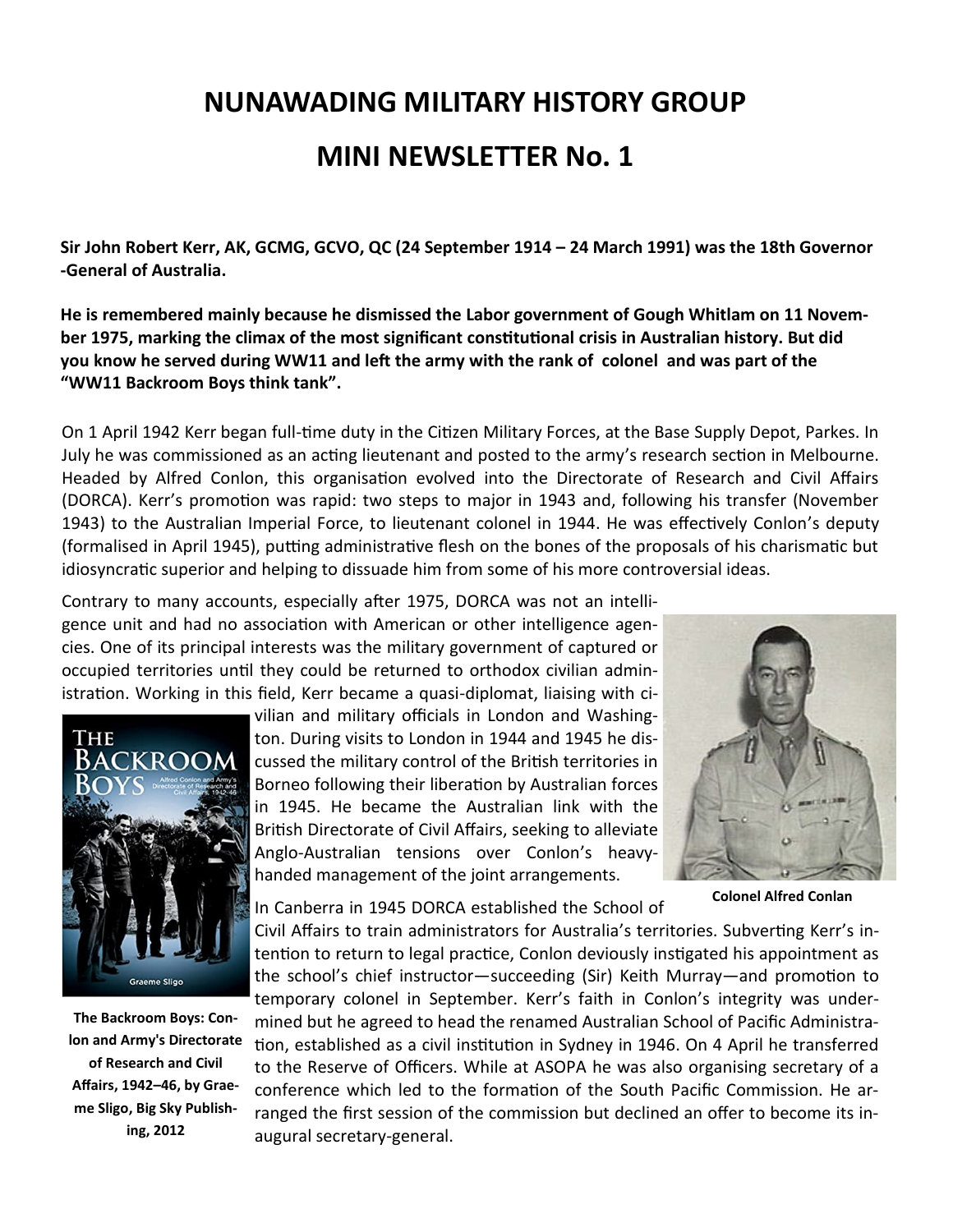# NUNAWADING MILITARY HISTORY GROUP

# MINI NEWSLETTER No. 1

**Sir John Robert Kerr, AK, GCMG, GCVO, QC (24 September 1914 – 24 March 1991) was the 18th Governor -General of Australia.**

**He is remembered mainly because he dismissed the Labor government of Gough Whitlam on 11 November 1975, marking the climax of the most significant constitutional crisis in Australian history. But did you know he served during WW11 and left the army with the rank of colonel and was part of the "WW11 Backroom Boys think tank".**

On 1 April 1942 Kerr began full-time duty in the Citizen Military Forces, at the Base Supply Depot, Parkes. In July he was commissioned as an acting lieutenant and posted to the army's research section in Melbourne. Headed by Alfred Conlon, this organisation evolved into the Directorate of Research and Civil Affairs (DORCA). Kerr's promotion was rapid: two steps to major in 1943 and, following his transfer (November 1943) to the Australian Imperial Force, to lieutenant colonel in 1944. He was effectively Conlon's deputy (formalised in April 1945), putting administrative flesh on the bones of the proposals of his charismatic but idiosyncratic superior and helping to dissuade him from some of his more controversial ideas.

Contrary to many accounts, especially after 1975, DORCA was not an intelligence unit and had no association with American or other intelligence agencies. One of its principal interests was the military government of captured or occupied territories until they could be returned to orthodox civilian administration. Working in this field, Kerr became a quasi-diplomat, liaising with civilian and military officials in London and Washington. During visits to London in 1944 and 1945 he discussed the military control of the British territories in Borneo following their liberation by Australian forces in 1945. He became the Australian link with the British Directorate of Civil Affairs, seeking to alleviate Anglo-Australian tensions over Conlon's heavy-handed management of the joint arrangements.

**Colonel Alfred Conlan**

In Canberra in 1945 DORCA established the School of Civil Affairs to train administrators for Australia's territories. Subverting Kerr's intention to return to legal practice, Conlon deviously instigated his appointment as the school's chief instructor—succeeding (Sir) Keith Murray—and promotion to temporary colonel in September. Kerr's faith in Conlon's integrity was undermined but he agreed to head the renamed Australian School of Pacific Administration, established as a civil institution in Sydney in 1946. On 4 April he transferred to the Reserve of Officers. While at ASOPA he was also organising secretary of a conference which led to the formation of the South Pacific Commission. He arranged the first session of the commission but declined an offer to become its inaugural secretary-general.

**The Backroom Boys: Conlon and Army's Directorate of Research and Civil Affairs, 1942–46, by Graeme Sligo, Big Sky Publishing, 2012**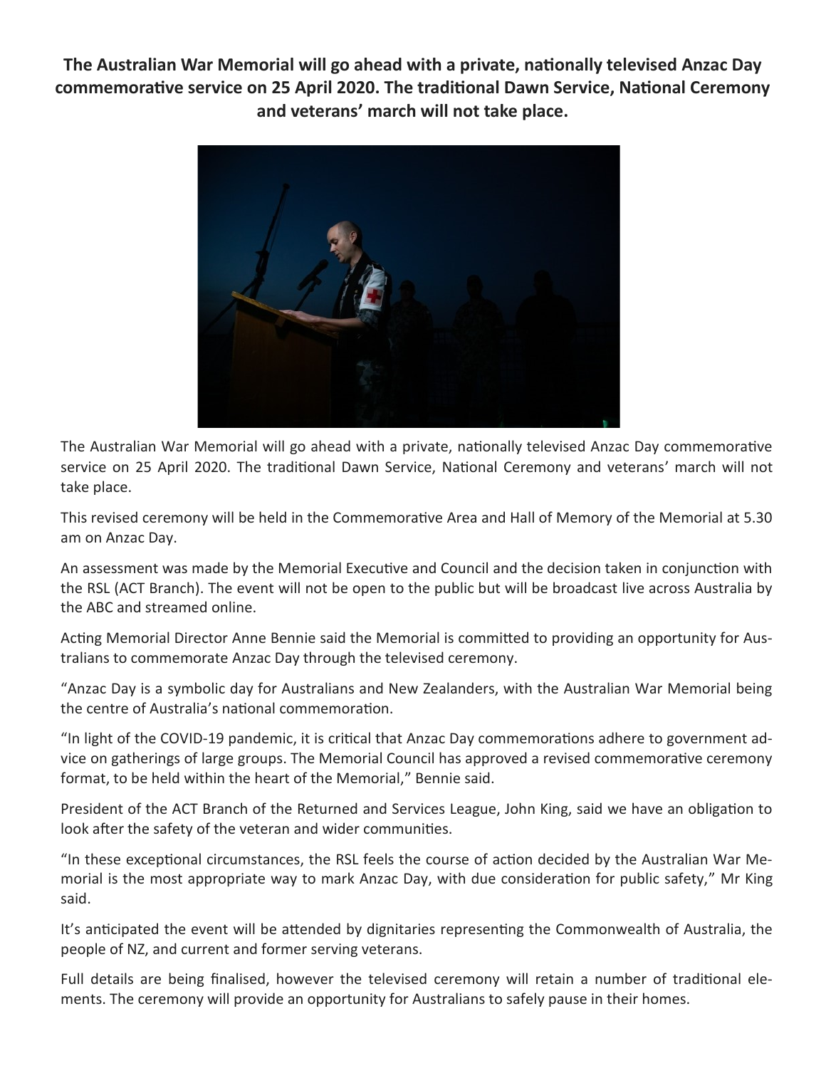**The Australian War Memorial will go ahead with a private, nationally televised Anzac Day commemorative service on 25 April 2020. The traditional Dawn Service, National Ceremony and veterans' march will not take place.**

The Australian War Memorial will go ahead with a private, nationally televised Anzac Day commemorative service on 25 April 2020. The traditional Dawn Service, National Ceremony and veterans' march will not take place.

This revised ceremony will be held in the Commemorative Area and Hall of Memory of the Memorial at 5.30 am on Anzac Day.

An assessment was made by the Memorial Executive and Council and the decision taken in conjunction with the RSL (ACT Branch). The event will not be open to the public but will be broadcast live across Australia by the ABC and streamed online.

Acting Memorial Director Anne Bennie said the Memorial is committed to providing an opportunity for Australians to commemorate Anzac Day through the televised ceremony.

"Anzac Day is a symbolic day for Australians and New Zealanders, with the Australian War Memorial being the centre of Australia's national commemoration.

"In light of the COVID-19 pandemic, it is critical that Anzac Day commemorations adhere to government advice on gatherings of large groups. The Memorial Council has approved a revised commemorative ceremony format, to be held within the heart of the Memorial," Bennie said.

President of the ACT Branch of the Returned and Services League, John King, said we have an obligation to look after the safety of the veteran and wider communities.

"In these exceptional circumstances, the RSL feels the course of action decided by the Australian War Memorial is the most appropriate way to mark Anzac Day, with due consideration for public safety," Mr King said.

It's anticipated the event will be attended by dignitaries representing the Commonwealth of Australia, the people of NZ, and current and former serving veterans.

Full details are being finalised, however the televised ceremony will retain a number of traditional elements. The ceremony will provide an opportunity for Australians to safely pause in their homes.